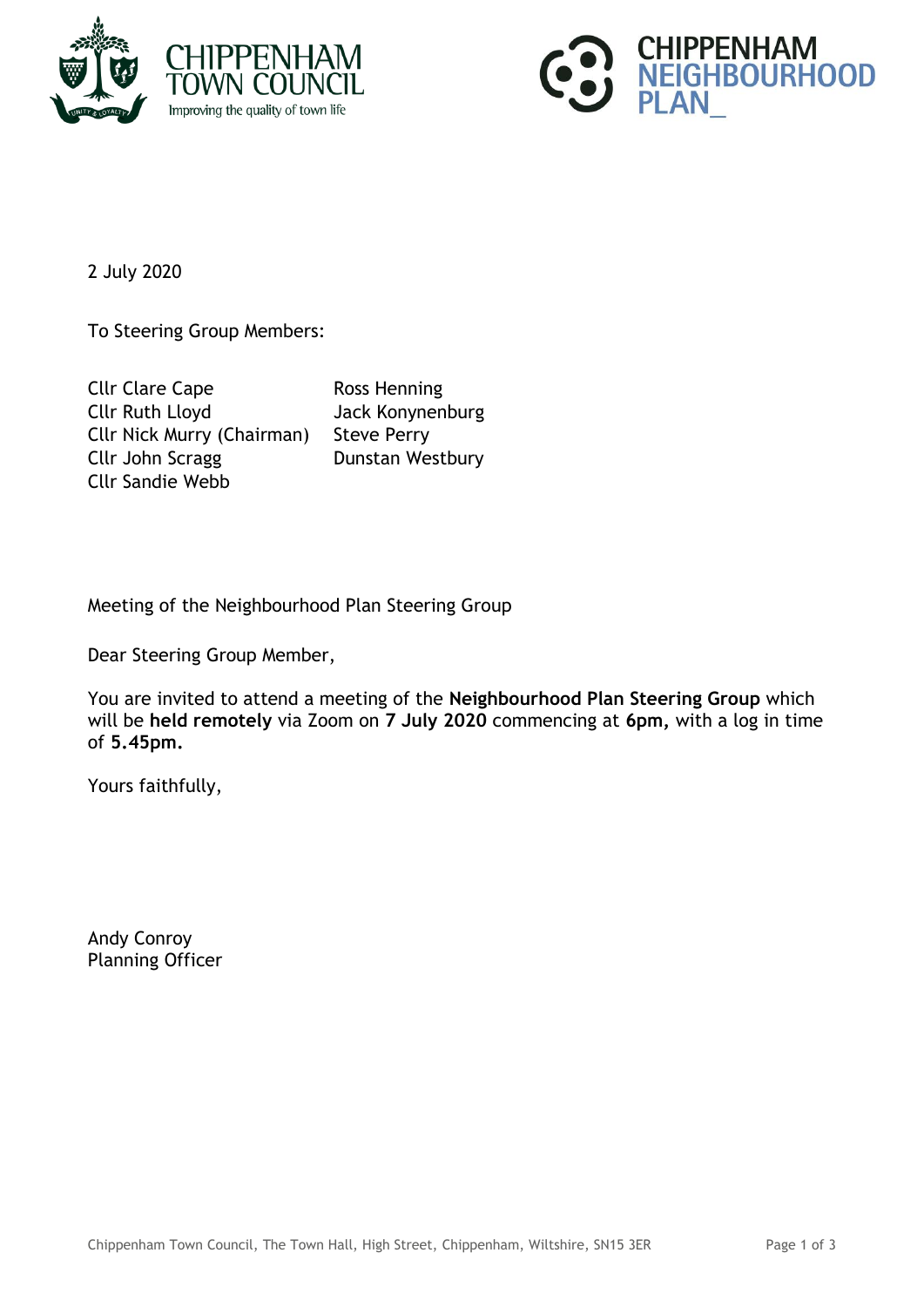CHIPPENHAM TOWN COUNCIL
Improving the quality of town life

CHIPPENHAM NEIGHBOURHOOD PLAN_

2 July 2020

To Steering Group Members:

Cllr Clare Cape
Cllr Ruth Lloyd
Cllr Nick Murry (Chairman)
Cllr John Scragg
Cllr Sandie Webb

Ross Henning
Jack Konynenburg
Steve Perry
Dunstan Westbury

Meeting of the Neighbourhood Plan Steering Group

Dear Steering Group Member,

You are invited to attend a meeting of the **Neighbourhood Plan Steering Group** which will be **held remotely** via Zoom on **7 July 2020** commencing at **6pm,** with a log in time of **5.45pm.**

Yours faithfully,

Andy Conroy
Planning Officer

Chippenham Town Council, The Town Hall, High Street, Chippenham, Wiltshire, SN15 3ER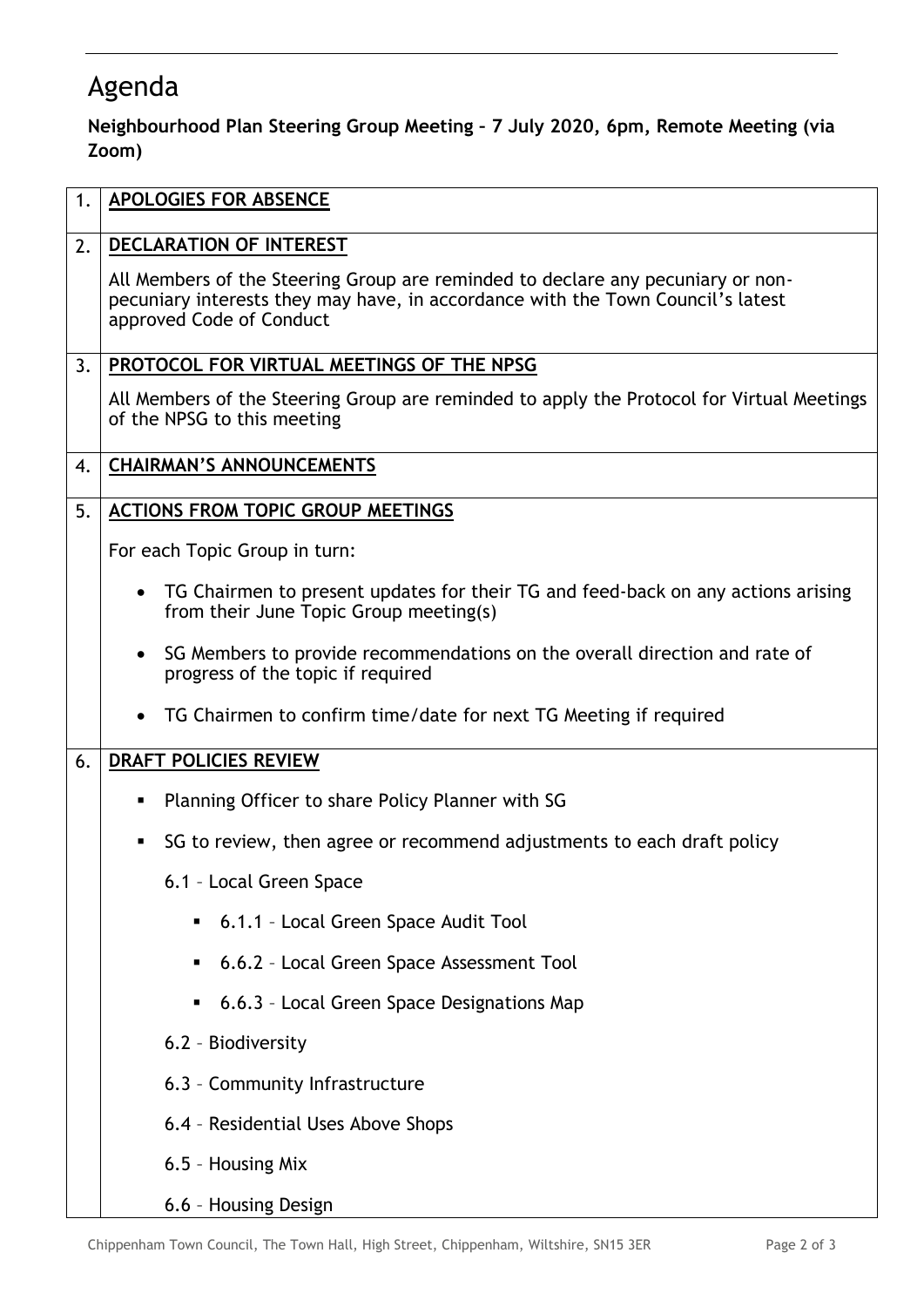# Agenda

**Neighbourhood Plan Steering Group Meeting – 7 July 2020, 6pm, Remote Meeting (via Zoom)**

1. **APOLOGIES FOR ABSENCE**

2. **DECLARATION OF INTEREST**

   All Members of the Steering Group are reminded to declare any pecuniary or non-pecuniary interests they may have, in accordance with the Town Council's latest approved Code of Conduct

3. **PROTOCOL FOR VIRTUAL MEETINGS OF THE NPSG**

   All Members of the Steering Group are reminded to apply the Protocol for Virtual Meetings of the NPSG to this meeting

4. **CHAIRMAN'S ANNOUNCEMENTS**

5. **ACTIONS FROM TOPIC GROUP MEETINGS**

   For each Topic Group in turn:

   - TG Chairmen to present updates for their TG and feed-back on any actions arising from their June Topic Group meeting(s)
   - SG Members to provide recommendations on the overall direction and rate of progress of the topic if required
   - TG Chairmen to confirm time/date for next TG Meeting if required

6. **DRAFT POLICIES REVIEW**

   - Planning Officer to share Policy Planner with SG
   - SG to review, then agree or recommend adjustments to each draft policy

     6.1 – Local Green Space

     - 6.1.1 – Local Green Space Audit Tool
     - 6.6.2 – Local Green Space Assessment Tool
     - 6.6.3 – Local Green Space Designations Map

     6.2 – Biodiversity

     6.3 – Community Infrastructure

     6.4 – Residential Uses Above Shops

     6.5 – Housing Mix

     6.6 – Housing Design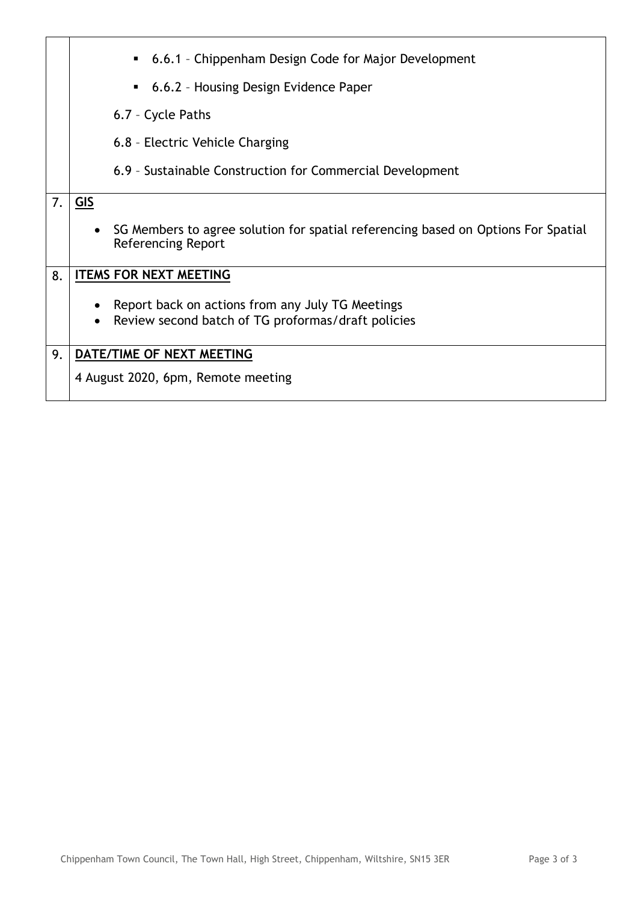| | |
|---|---|
| | - 6.6.1 – Chippenham Design Code for Major Development<br>- 6.6.2 – Housing Design Evidence Paper<br><br>6.7 – Cycle Paths<br><br>6.8 – Electric Vehicle Charging<br><br>6.9 – Sustainable Construction for Commercial Development |
| 7. | **GIS**<br><br>- SG Members to agree solution for spatial referencing based on Options For Spatial Referencing Report |
| 8. | **ITEMS FOR NEXT MEETING**<br><br>- Report back on actions from any July TG Meetings<br>- Review second batch of TG proformas/draft policies |
| 9. | **DATE/TIME OF NEXT MEETING**<br><br>4 August 2020, 6pm, Remote meeting |

Chippenham Town Council, The Town Hall, High Street, Chippenham, Wiltshire, SN15 3ER